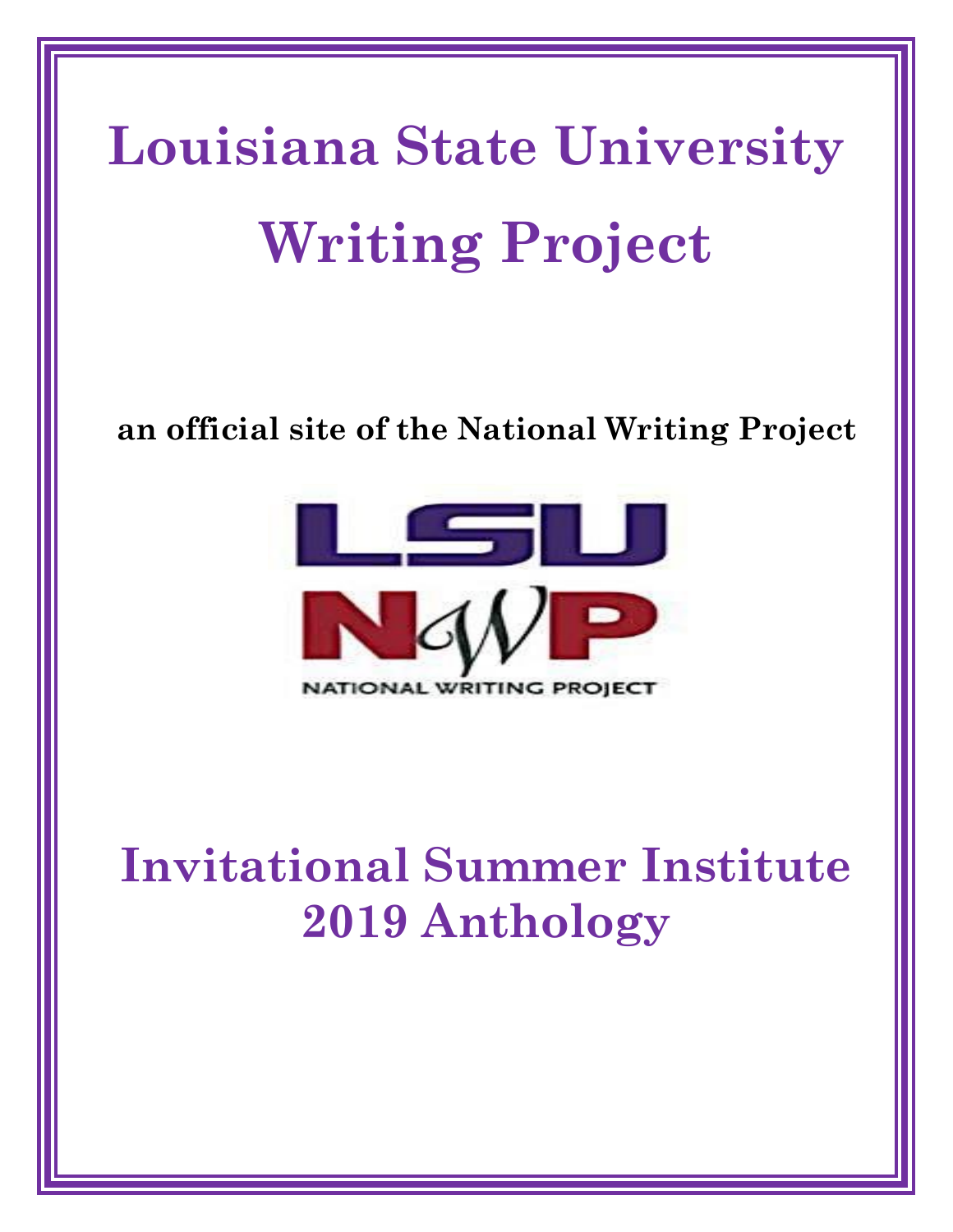# Louisiana State University Writing Project

**an official site of the National Writing Project**

LSU

NWP

NATIONAL WRITING PROJECT

# Invitational Summer Institute 2019 Anthology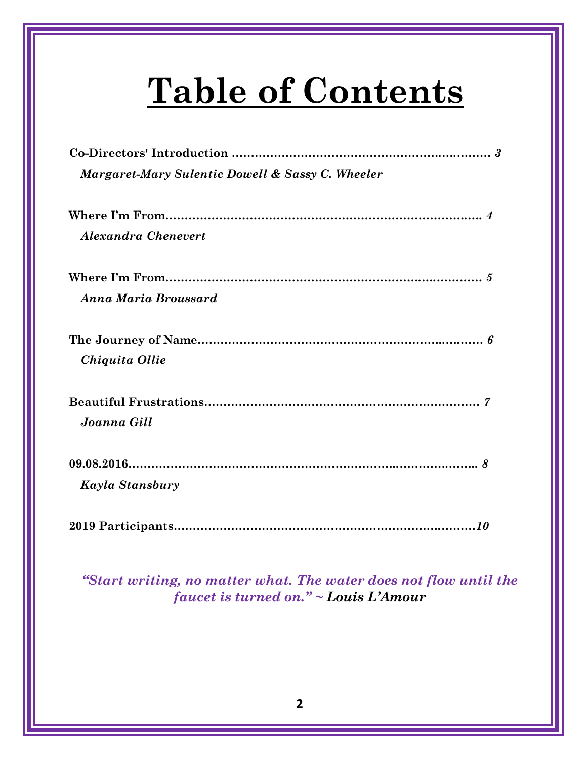# Table of Contents

**Co-Directors' Introduction** ............................................................................ *3*
*Margaret-Mary Sulentic Dowell & Sassy C. Wheeler*

**Where I'm From**.......................................................................................... *4*
*Alexandra Chenevert*

**Where I'm From**.......................................................................................... *5*
*Anna Maria Broussard*

**The Journey of Name**.................................................................................. *6*
*Chiquita Ollie*

**Beautiful Frustrations**................................................................................ *7*
*Joanna Gill*

**09.08.2016**.................................................................................................. *8*
*Kayla Stansbury*

**2019 Participants**........................................................................................*10*

*"Start writing, no matter what. The water does not flow until the faucet is turned on."* ~ ***Louis L'Amour***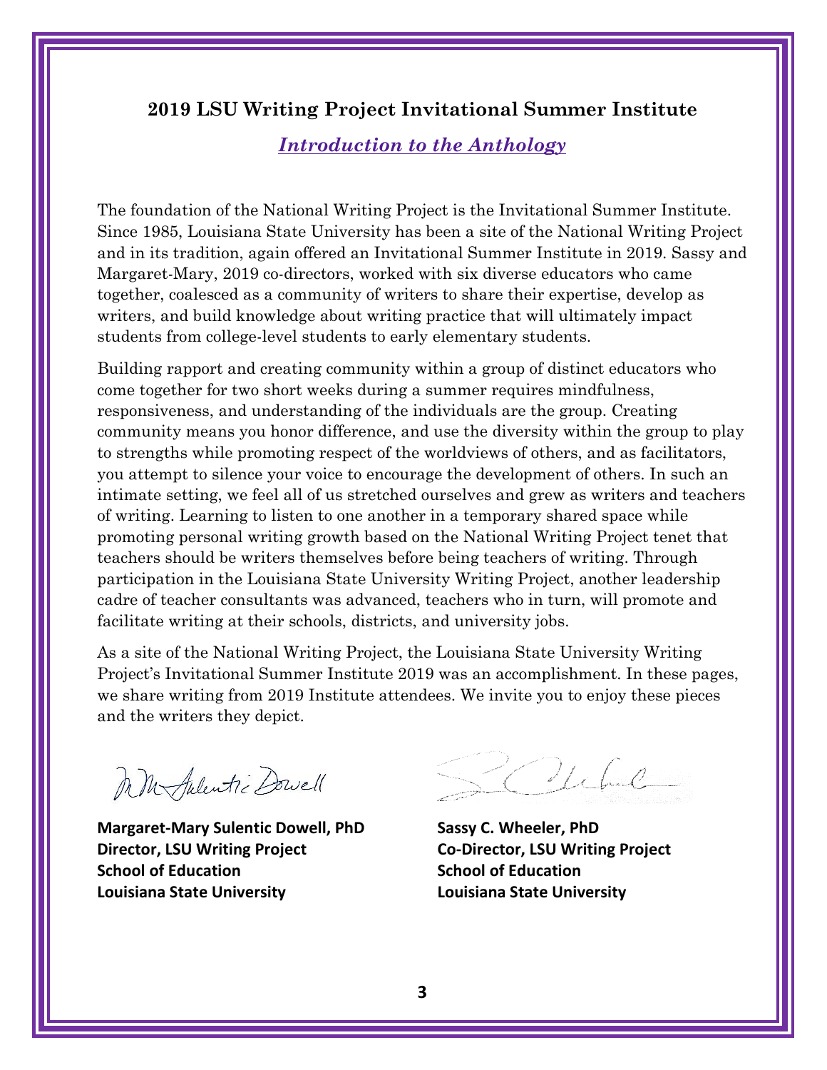## 2019 LSU Writing Project Invitational Summer Institute

### *Introduction to the Anthology*

The foundation of the National Writing Project is the Invitational Summer Institute. Since 1985, Louisiana State University has been a site of the National Writing Project and in its tradition, again offered an Invitational Summer Institute in 2019. Sassy and Margaret-Mary, 2019 co-directors, worked with six diverse educators who came together, coalesced as a community of writers to share their expertise, develop as writers, and build knowledge about writing practice that will ultimately impact students from college-level students to early elementary students.

Building rapport and creating community within a group of distinct educators who come together for two short weeks during a summer requires mindfulness, responsiveness, and understanding of the individuals are the group. Creating community means you honor difference, and use the diversity within the group to play to strengths while promoting respect of the worldviews of others, and as facilitators, you attempt to silence your voice to encourage the development of others. In such an intimate setting, we feel all of us stretched ourselves and grew as writers and teachers of writing. Learning to listen to one another in a temporary shared space while promoting personal writing growth based on the National Writing Project tenet that teachers should be writers themselves before being teachers of writing. Through participation in the Louisiana State University Writing Project, another leadership cadre of teacher consultants was advanced, teachers who in turn, will promote and facilitate writing at their schools, districts, and university jobs.

As a site of the National Writing Project, the Louisiana State University Writing Project's Invitational Summer Institute 2019 was an accomplishment. In these pages, we share writing from 2019 Institute attendees. We invite you to enjoy these pieces and the writers they depict.

**Margaret-Mary Sulentic Dowell, PhD**
**Director, LSU Writing Project**
**School of Education**
**Louisiana State University**

**Sassy C. Wheeler, PhD**
**Co-Director, LSU Writing Project**
**School of Education**
**Louisiana State University**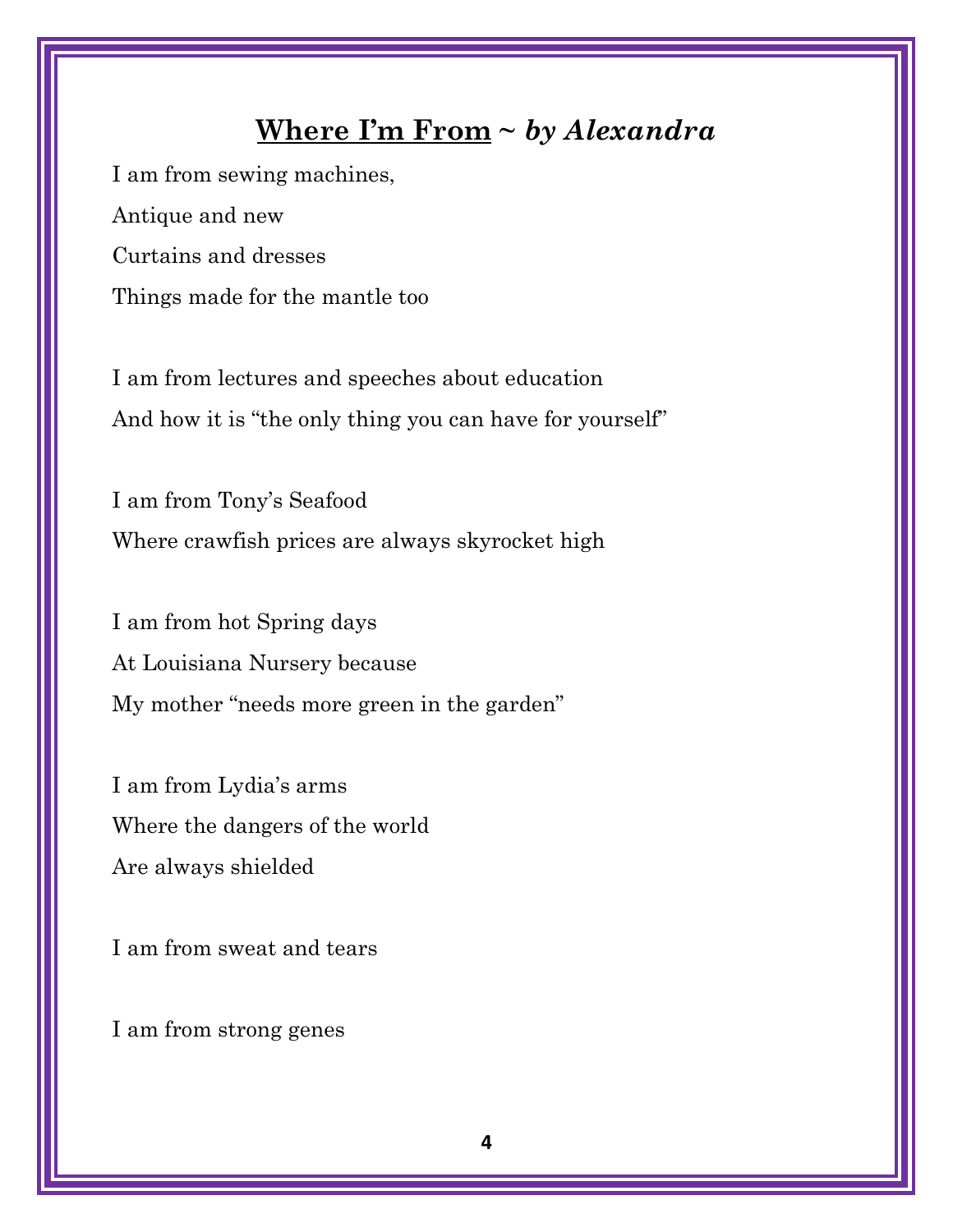## <u>Where I'm From</u> ~ *by Alexandra*

I am from sewing machines,
Antique and new
Curtains and dresses
Things made for the mantle too

I am from lectures and speeches about education
And how it is "the only thing you can have for yourself"

I am from Tony's Seafood
Where crawfish prices are always skyrocket high

I am from hot Spring days
At Louisiana Nursery because
My mother "needs more green in the garden"

I am from Lydia's arms
Where the dangers of the world
Are always shielded

I am from sweat and tears

I am from strong genes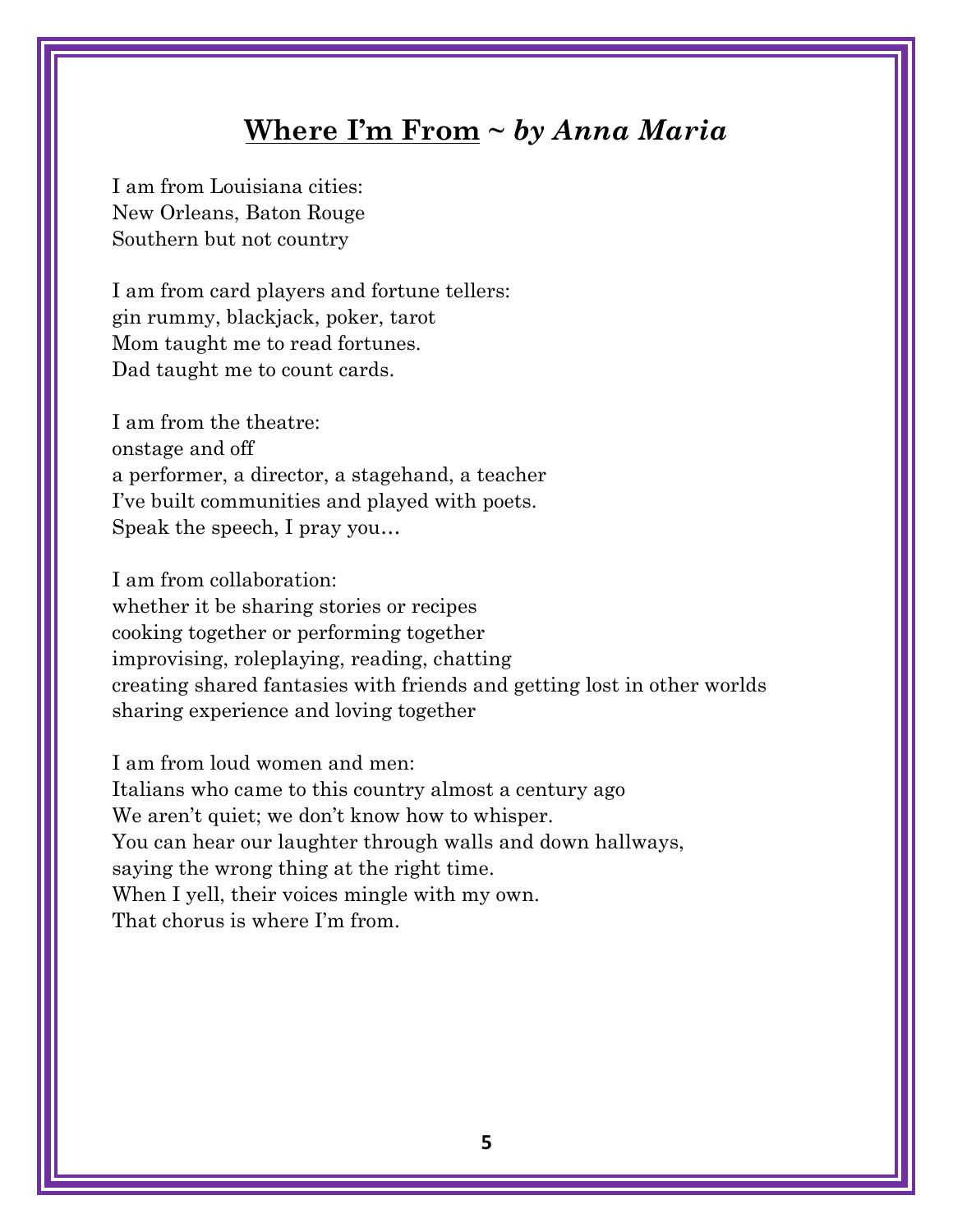## <u>Where I'm From</u> ~ *by Anna Maria*

I am from Louisiana cities:
New Orleans, Baton Rouge
Southern but not country

I am from card players and fortune tellers:
gin rummy, blackjack, poker, tarot
Mom taught me to read fortunes.
Dad taught me to count cards.

I am from the theatre:
onstage and off
a performer, a director, a stagehand, a teacher
I've built communities and played with poets.
Speak the speech, I pray you…

I am from collaboration:
whether it be sharing stories or recipes
cooking together or performing together
improvising, roleplaying, reading, chatting
creating shared fantasies with friends and getting lost in other worlds
sharing experience and loving together

I am from loud women and men:
Italians who came to this country almost a century ago
We aren't quiet; we don't know how to whisper.
You can hear our laughter through walls and down hallways,
saying the wrong thing at the right time.
When I yell, their voices mingle with my own.
That chorus is where I'm from.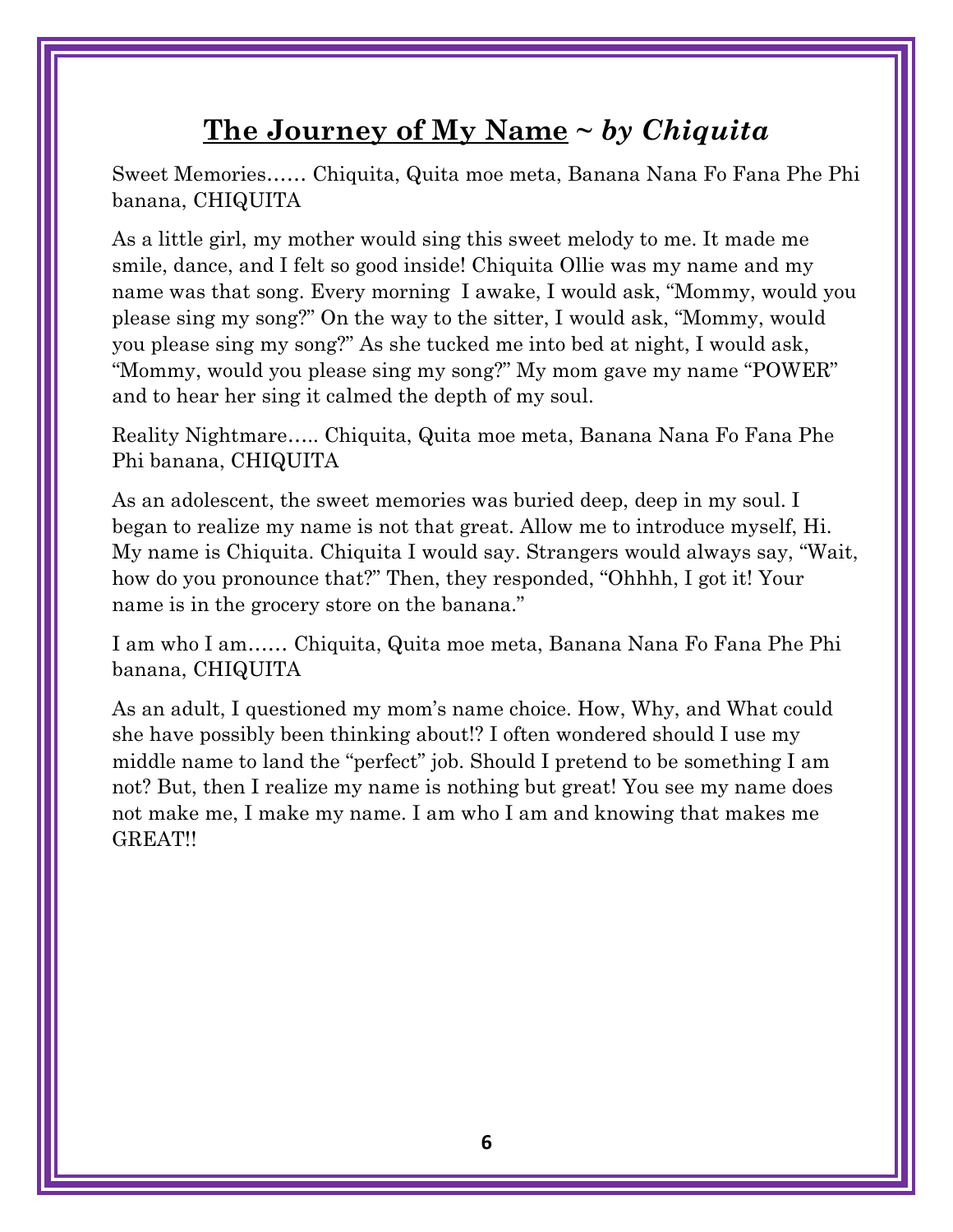## <u>The Journey of My Name</u> ~ *by Chiquita*

Sweet Memories…… Chiquita, Quita moe meta, Banana Nana Fo Fana Phe Phi banana, CHIQUITA

As a little girl, my mother would sing this sweet melody to me. It made me smile, dance, and I felt so good inside! Chiquita Ollie was my name and my name was that song. Every morning I awake, I would ask, "Mommy, would you please sing my song?" On the way to the sitter, I would ask, "Mommy, would you please sing my song?" As she tucked me into bed at night, I would ask, "Mommy, would you please sing my song?" My mom gave my name "POWER" and to hear her sing it calmed the depth of my soul.

Reality Nightmare….. Chiquita, Quita moe meta, Banana Nana Fo Fana Phe Phi banana, CHIQUITA

As an adolescent, the sweet memories was buried deep, deep in my soul. I began to realize my name is not that great. Allow me to introduce myself, Hi. My name is Chiquita. Chiquita I would say. Strangers would always say, "Wait, how do you pronounce that?" Then, they responded, "Ohhhh, I got it! Your name is in the grocery store on the banana."

I am who I am…… Chiquita, Quita moe meta, Banana Nana Fo Fana Phe Phi banana, CHIQUITA

As an adult, I questioned my mom's name choice. How, Why, and What could she have possibly been thinking about!? I often wondered should I use my middle name to land the "perfect" job. Should I pretend to be something I am not? But, then I realize my name is nothing but great! You see my name does not make me, I make my name. I am who I am and knowing that makes me GREAT!!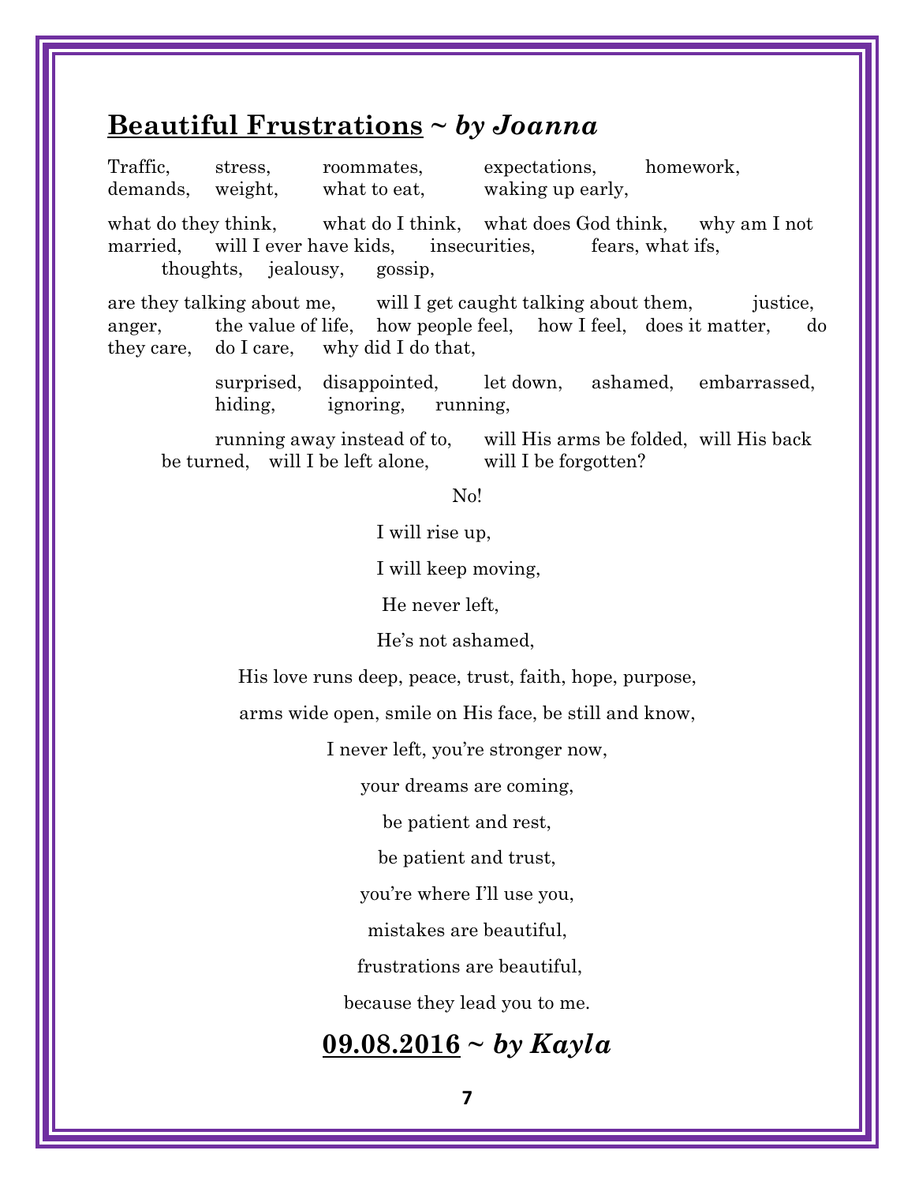## <u>Beautiful Frustrations</u> ~ *by Joanna*

Traffic, stress, roommates, expectations, homework, demands, weight, what to eat, waking up early,

what do they think, what do I think, what does God think, why am I not married, will I ever have kids, insecurities, fears, what ifs, thoughts, jealousy, gossip,

are they talking about me, will I get caught talking about them, justice, anger, the value of life, how people feel, how I feel, does it matter, do they care, do I care, why did I do that,

surprised, disappointed, let down, ashamed, embarrassed, hiding, ignoring, running,

running away instead of to, will His arms be folded, will His back be turned, will I be left alone, will I be forgotten?

No!

I will rise up,

I will keep moving,

He never left,

He's not ashamed,

His love runs deep, peace, trust, faith, hope, purpose,

arms wide open, smile on His face, be still and know,

I never left, you're stronger now,

your dreams are coming,

be patient and rest,

be patient and trust,

you're where I'll use you,

mistakes are beautiful,

frustrations are beautiful,

because they lead you to me.

## <u>09.08.2016</u> ~ *by Kayla*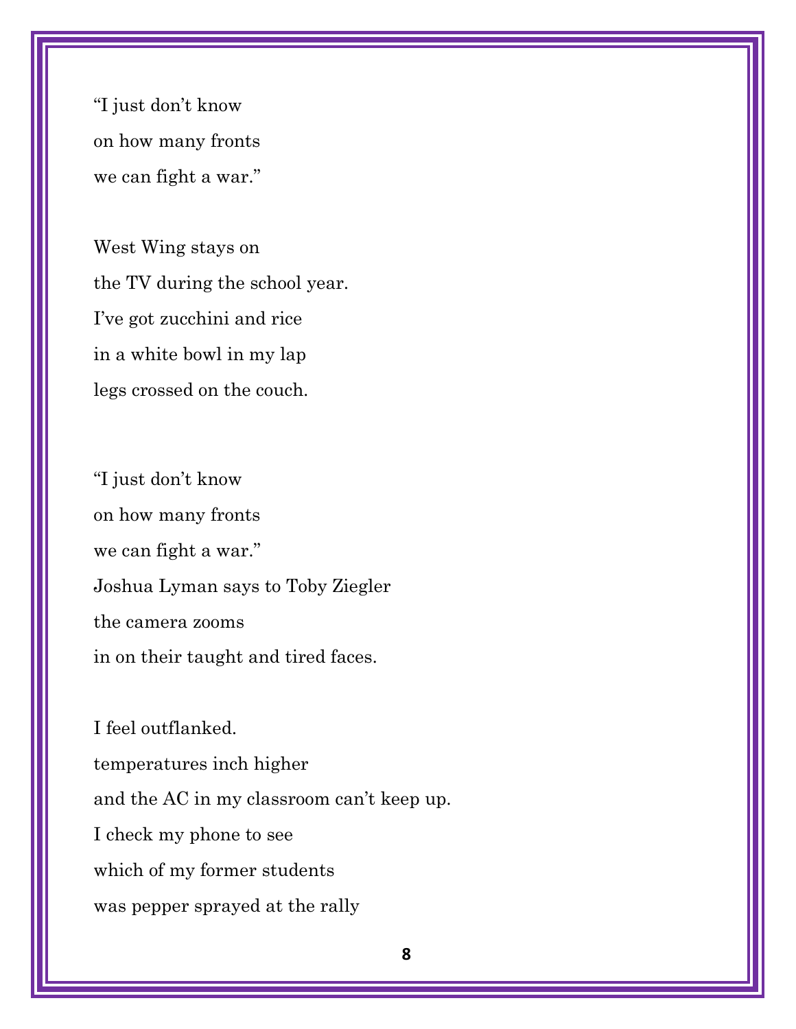"I just don't know  
on how many fronts  
we can fight a war."

West Wing stays on  
the TV during the school year.  
I've got zucchini and rice  
in a white bowl in my lap  
legs crossed on the couch.

"I just don't know  
on how many fronts  
we can fight a war."  
Joshua Lyman says to Toby Ziegler  
the camera zooms  
in on their taught and tired faces.

I feel outflanked.  
temperatures inch higher  
and the AC in my classroom can't keep up.  
I check my phone to see  
which of my former students  
was pepper sprayed at the rally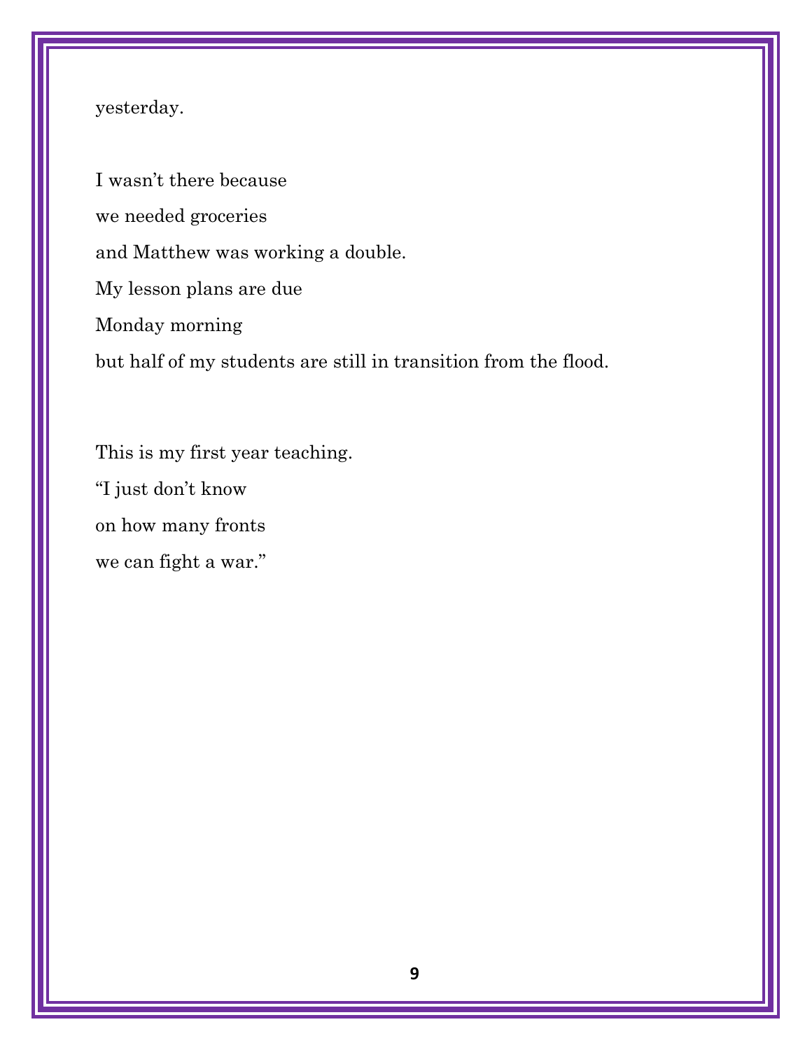yesterday.

I wasn't there because  
we needed groceries  
and Matthew was working a double.  
My lesson plans are due  
Monday morning  
but half of my students are still in transition from the flood.

This is my first year teaching.  
"I just don't know  
on how many fronts  
we can fight a war."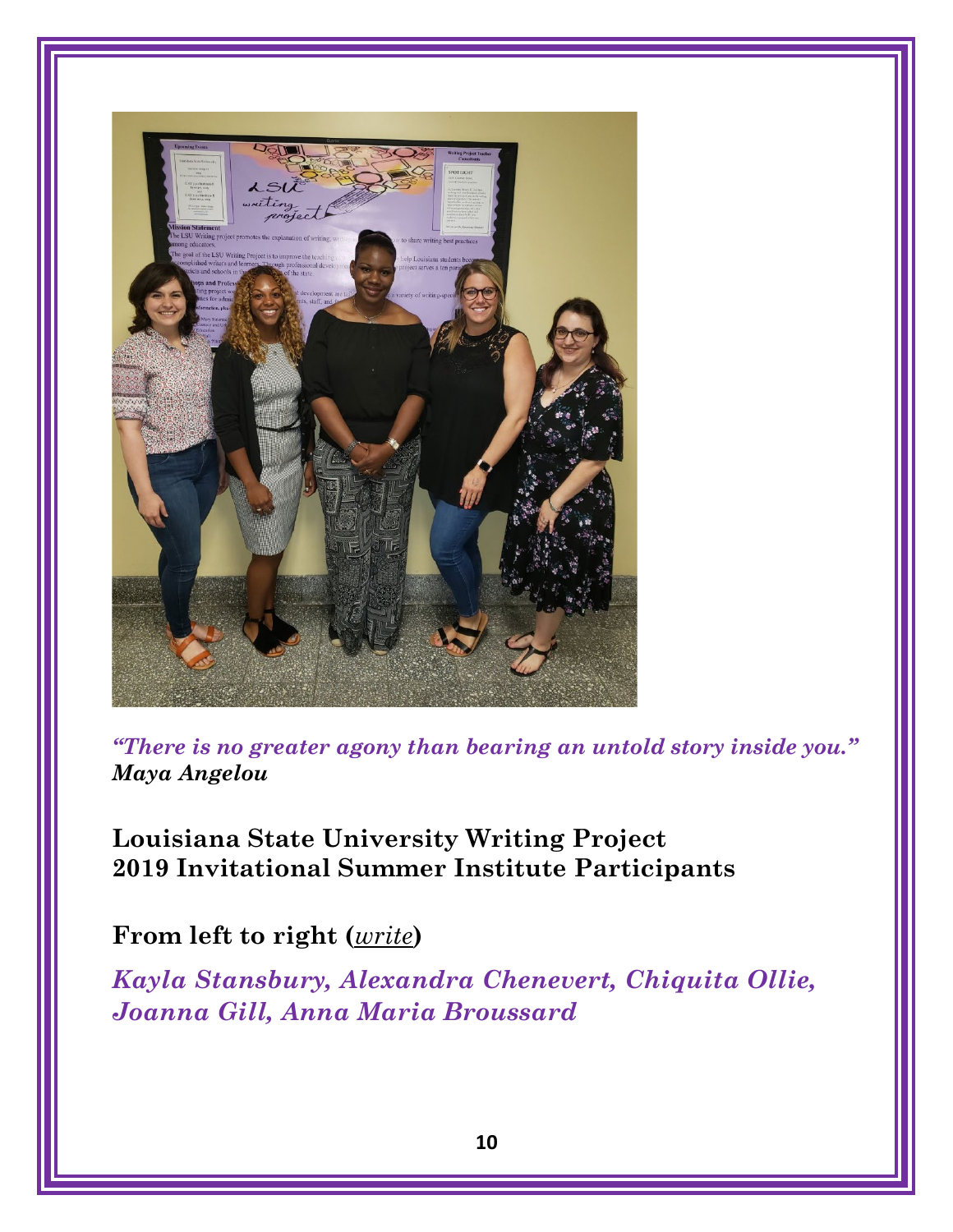*“There is no greater agony than bearing an untold story inside you.”*
***Maya Angelou***

## Louisiana State University Writing Project
## 2019 Invitational Summer Institute Participants

**From left to right (*write*)**

***Kayla Stansbury, Alexandra Chenevert, Chiquita Ollie, Joanna Gill, Anna Maria Broussard***